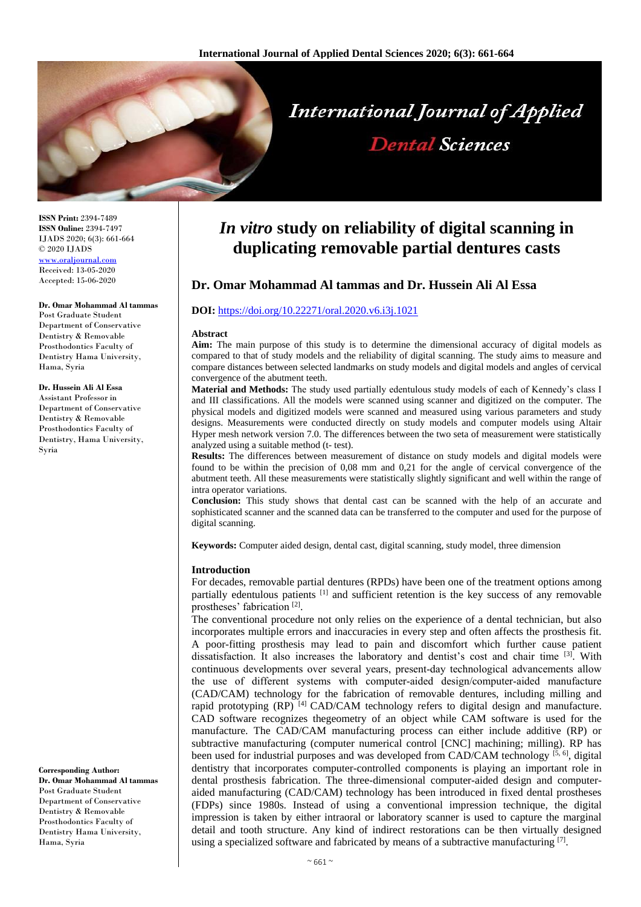# *In vitro* study on reliability of digital scanning in duplicating removable partial dentures casts

## Dr. Omar Mohammad Al tammas and Dr. Hussein Ali Al Essa

**DOI:** https://doi.org/10.22271/oral.2020.v6.i3j.1021

**ISSN Print:** 2394-7489
**ISSN Online:** 2394-7497
IJADS 2020; 6(3): 661-664
© 2020 IJADS
www.oraljournal.com
Received: 13-05-2020
Accepted: 15-06-2020

**Dr. Omar Mohammad Al tammas**
Post Graduate Student Department of Conservative Dentistry & Removable Prosthodontics Faculty of Dentistry Hama University, Hama, Syria

**Dr. Hussein Ali Al Essa**
Assistant Professor in Department of Conservative Dentistry & Removable Prosthodontics Faculty of Dentistry, Hama University, Syria

**Corresponding Author:**
**Dr. Omar Mohammad Al tammas**
Post Graduate Student Department of Conservative Dentistry & Removable Prosthodontics Faculty of Dentistry Hama University, Hama, Syria

### Abstract

**Aim:** The main purpose of this study is to determine the dimensional accuracy of digital models as compared to that of study models and the reliability of digital scanning. The study aims to measure and compare distances between selected landmarks on study models and digital models and angles of cervical convergence of the abutment teeth.

**Material and Methods:** The study used partially edentulous study models of each of Kennedy's class I and III classifications. All the models were scanned using scanner and digitized on the computer. The physical models and digitized models were scanned and measured using various parameters and study designs. Measurements were conducted directly on study models and computer models using Altair Hyper mesh network version 7.0. The differences between the two seta of measurement were statistically analyzed using a suitable method (t- test).

**Results:** The differences between measurement of distance on study models and digital models were found to be within the precision of 0,08 mm and 0,21 for the angle of cervical convergence of the abutment teeth. All these measurements were statistically slightly significant and well within the range of intra operator variations.

**Conclusion:** This study shows that dental cast can be scanned with the help of an accurate and sophisticated scanner and the scanned data can be transferred to the computer and used for the purpose of digital scanning.

**Keywords:** Computer aided design, dental cast, digital scanning, study model, three dimension

### Introduction

For decades, removable partial dentures (RPDs) have been one of the treatment options among partially edentulous patients [1] and sufficient retention is the key success of any removable prostheses' fabrication [2].

The conventional procedure not only relies on the experience of a dental technician, but also incorporates multiple errors and inaccuracies in every step and often affects the prosthesis fit. A poor-fitting prosthesis may lead to pain and discomfort which further cause patient dissatisfaction. It also increases the laboratory and dentist's cost and chair time [3]. With continuous developments over several years, present-day technological advancements allow the use of different systems with computer-aided design/computer-aided manufacture (CAD/CAM) technology for the fabrication of removable dentures, including milling and rapid prototyping (RP) [4] CAD/CAM technology refers to digital design and manufacture. CAD software recognizes thegeometry of an object while CAM software is used for the manufacture. The CAD/CAM manufacturing process can either include additive (RP) or subtractive manufacturing (computer numerical control [CNC] machining; milling). RP has been used for industrial purposes and was developed from CAD/CAM technology [5, 6], digital dentistry that incorporates computer-controlled components is playing an important role in dental prosthesis fabrication. The three-dimensional computer-aided design and computer-aided manufacturing (CAD/CAM) technology has been introduced in fixed dental prostheses (FDPs) since 1980s. Instead of using a conventional impression technique, the digital impression is taken by either intraoral or laboratory scanner is used to capture the marginal detail and tooth structure. Any kind of indirect restorations can be then virtually designed using a specialized software and fabricated by means of a subtractive manufacturing [7].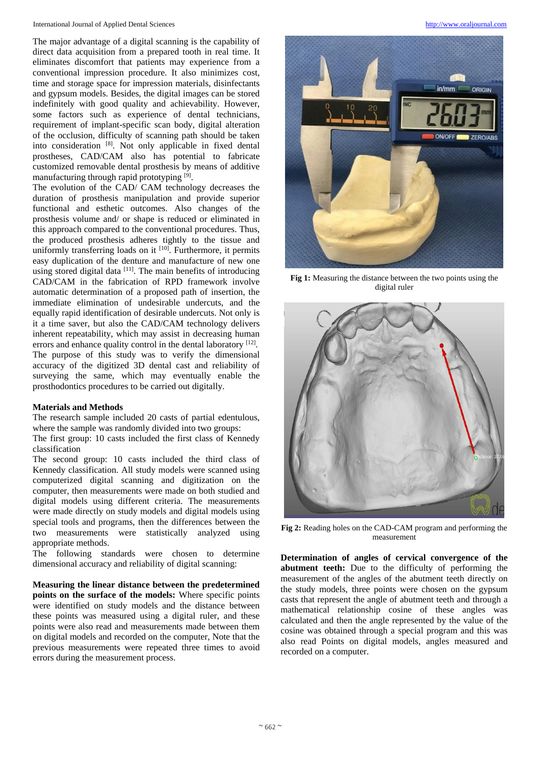The major advantage of a digital scanning is the capability of direct data acquisition from a prepared tooth in real time. It eliminates discomfort that patients may experience from a conventional impression procedure. It also minimizes cost, time and storage space for impression materials, disinfectants and gypsum models. Besides, the digital images can be stored indefinitely with good quality and achievability. However, some factors such as experience of dental technicians, requirement of implant-specific scan body, digital alteration of the occlusion, difficulty of scanning path should be taken into consideration [8]. Not only applicable in fixed dental prostheses, CAD/CAM also has potential to fabricate customized removable dental prosthesis by means of additive manufacturing through rapid prototyping [9].

The evolution of the CAD/ CAM technology decreases the duration of prosthesis manipulation and provide superior functional and esthetic outcomes. Also changes of the prosthesis volume and/ or shape is reduced or eliminated in this approach compared to the conventional procedures. Thus, the produced prosthesis adheres tightly to the tissue and uniformly transferring loads on it [10]. Furthermore, it permits easy duplication of the denture and manufacture of new one using stored digital data [11]. The main benefits of introducing CAD/CAM in the fabrication of RPD framework involve automatic determination of a proposed path of insertion, the immediate elimination of undesirable undercuts, and the equally rapid identification of desirable undercuts. Not only is it a time saver, but also the CAD/CAM technology delivers inherent repeatability, which may assist in decreasing human errors and enhance quality control in the dental laboratory [12].

The purpose of this study was to verify the dimensional accuracy of the digitized 3D dental cast and reliability of surveying the same, which may eventually enable the prosthodontics procedures to be carried out digitally.

## Materials and Methods

The research sample included 20 casts of partial edentulous, where the sample was randomly divided into two groups:

The first group: 10 casts included the first class of Kennedy classification

The second group: 10 casts included the third class of Kennedy classification. All study models were scanned using computerized digital scanning and digitization on the computer, then measurements were made on both studied and digital models using different criteria. The measurements were made directly on study models and digital models using special tools and programs, then the differences between the two measurements were statistically analyzed using appropriate methods.

The following standards were chosen to determine dimensional accuracy and reliability of digital scanning:

**Measuring the linear distance between the predetermined points on the surface of the models:** Where specific points were identified on study models and the distance between these points was measured using a digital ruler, and these points were also read and measurements made between them on digital models and recorded on the computer, Note that the previous measurements were repeated three times to avoid errors during the measurement process.

**Fig 1:** Measuring the distance between the two points using the digital ruler

**Fig 2:** Reading holes on the CAD-CAM program and performing the measurement

**Determination of angles of cervical convergence of the abutment teeth:** Due to the difficulty of performing the measurement of the angles of the abutment teeth directly on the study models, three points were chosen on the gypsum casts that represent the angle of abutment teeth and through a mathematical relationship cosine of these angles was calculated and then the angle represented by the value of the cosine was obtained through a special program and this was also read Points on digital models, angles measured and recorded on a computer.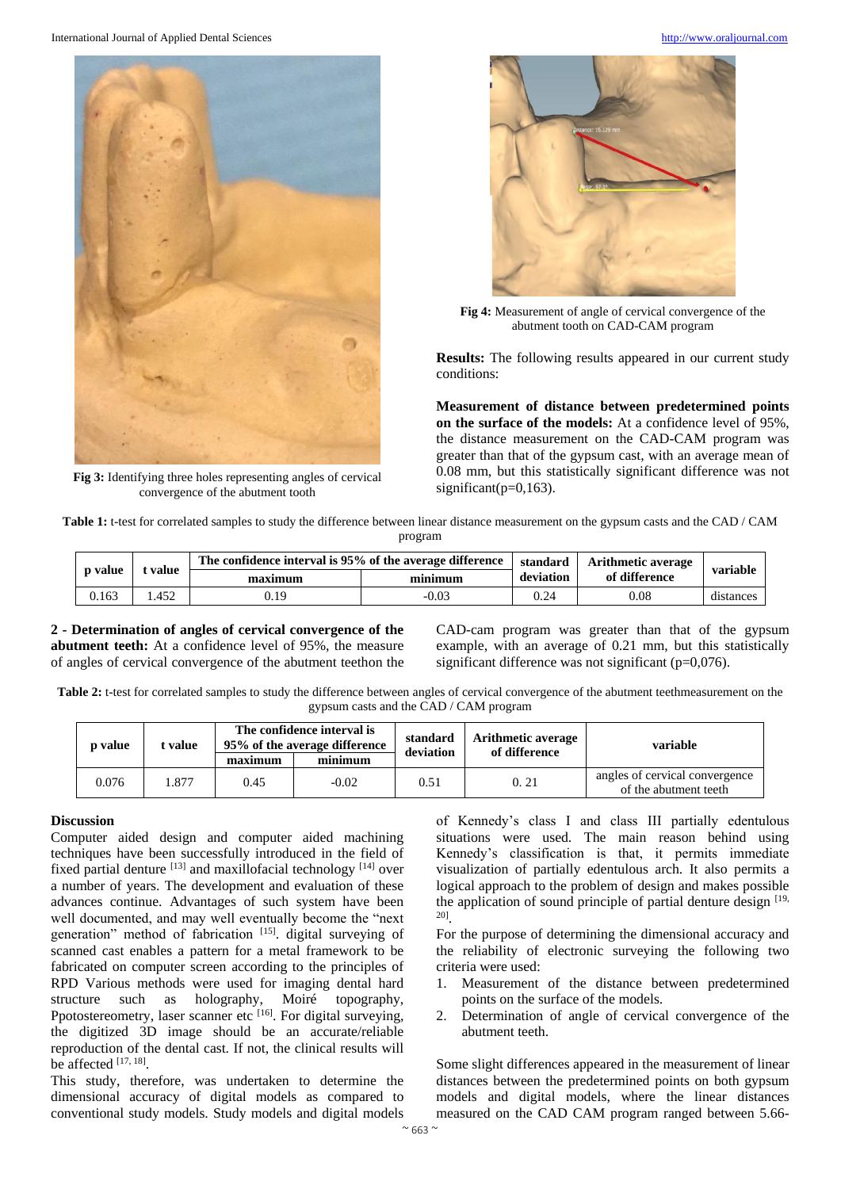Fig 3: Identifying three holes representing angles of cervical convergence of the abutment tooth

Fig 4: Measurement of angle of cervical convergence of the abutment tooth on CAD-CAM program

**Results:** The following results appeared in our current study conditions:

**Measurement of distance between predetermined points on the surface of the models:** At a confidence level of 95%, the distance measurement on the CAD-CAM program was greater than that of the gypsum cast, with an average mean of 0.08 mm, but this statistically significant difference was not significant(p=0,163).

**Table 1:** t-test for correlated samples to study the difference between linear distance measurement on the gypsum casts and the CAD / CAM program

| p value | t value | The confidence interval is 95% of the average difference | | standard deviation | Arithmetic average of difference | variable |
|---|---|---|---|---|---|---|
| | | maximum | minimum | | | |
| 0.163 | 1.452 | 0.19 | -0.03 | 0.24 | 0.08 | distances |

**2 - Determination of angles of cervical convergence of the abutment teeth:** At a confidence level of 95%, the measure of angles of cervical convergence of the abutment teethon the CAD-cam program was greater than that of the gypsum example, with an average of 0.21 mm, but this statistically significant difference was not significant (p=0,076).

**Table 2:** t-test for correlated samples to study the difference between angles of cervical convergence of the abutment teethmeasurement on the gypsum casts and the CAD / CAM program

| p value | t value | The confidence interval is 95% of the average difference | | standard deviation | Arithmetic average of difference | variable |
|---|---|---|---|---|---|---|
| | | maximum | minimum | | | |
| 0.076 | 1.877 | 0.45 | -0.02 | 0.51 | 0. 21 | angles of cervical convergence of the abutment teeth |

## Discussion

Computer aided design and computer aided machining techniques have been successfully introduced in the field of fixed partial denture [13] and maxillofacial technology [14] over a number of years. The development and evaluation of these advances continue. Advantages of such system have been well documented, and may well eventually become the "next generation" method of fabrication [15]. digital surveying of scanned cast enables a pattern for a metal framework to be fabricated on computer screen according to the principles of RPD Various methods were used for imaging dental hard structure such as holography, Moiré topography, Ppotostereometry, laser scanner etc [16]. For digital surveying, the digitized 3D image should be an accurate/reliable reproduction of the dental cast. If not, the clinical results will be affected [17, 18].

This study, therefore, was undertaken to determine the dimensional accuracy of digital models as compared to conventional study models. Study models and digital models of Kennedy's class I and class III partially edentulous situations were used. The main reason behind using Kennedy's classification is that, it permits immediate visualization of partially edentulous arch. It also permits a logical approach to the problem of design and makes possible the application of sound principle of partial denture design [19, 20].

For the purpose of determining the dimensional accuracy and the reliability of electronic surveying the following two criteria were used:

1. Measurement of the distance between predetermined points on the surface of the models.
2. Determination of angle of cervical convergence of the abutment teeth.

Some slight differences appeared in the measurement of linear distances between the predetermined points on both gypsum models and digital models, where the linear distances measured on the CAD CAM program ranged between 5.66-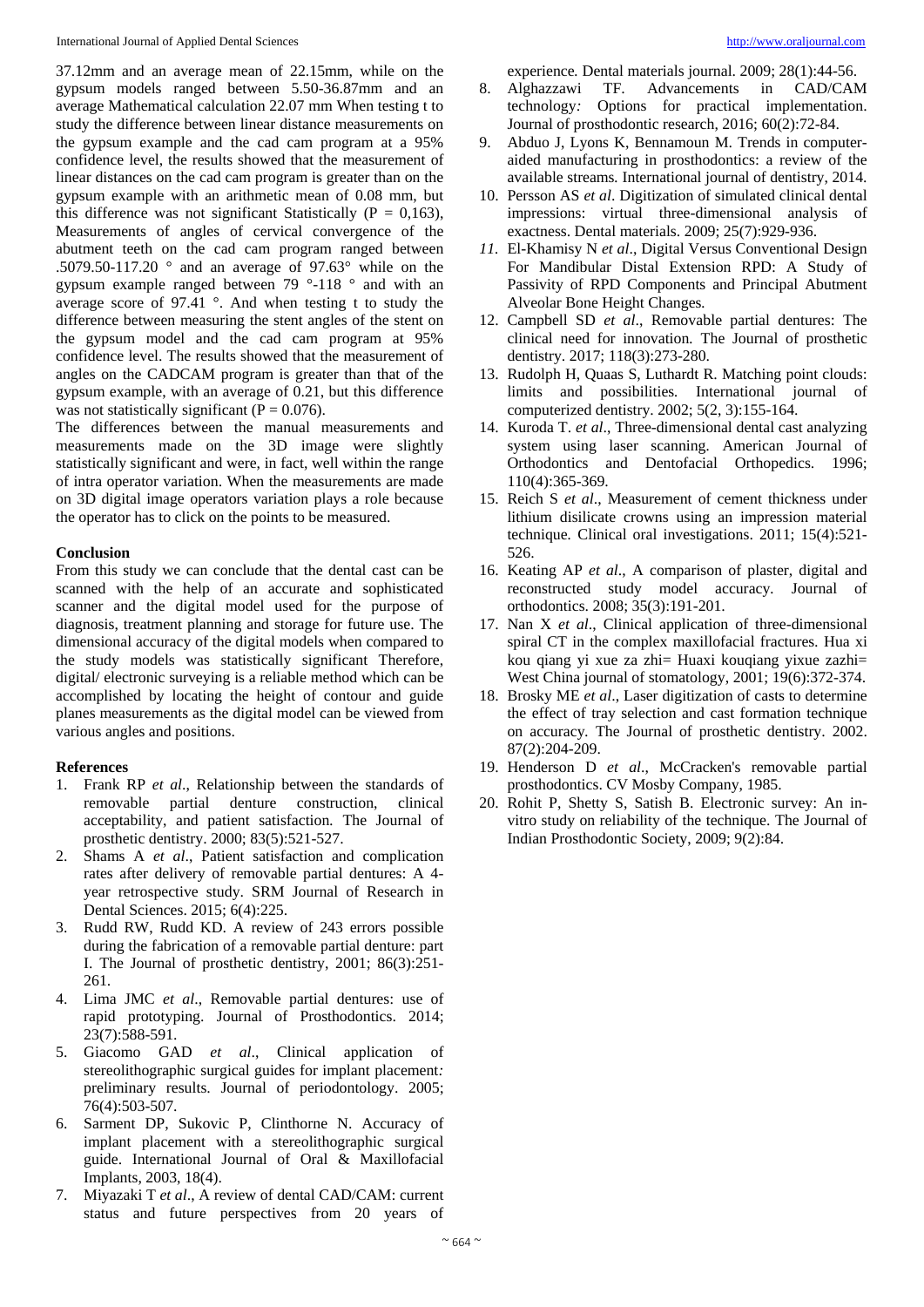37.12mm and an average mean of 22.15mm, while on the gypsum models ranged between 5.50-36.87mm and an average Mathematical calculation 22.07 mm When testing t to study the difference between linear distance measurements on the gypsum example and the cad cam program at a 95% confidence level, the results showed that the measurement of linear distances on the cad cam program is greater than on the gypsum example with an arithmetic mean of 0.08 mm, but this difference was not significant Statistically (P = 0,163), Measurements of angles of cervical convergence of the abutment teeth on the cad cam program ranged between .5079.50-117.20 ° and an average of 97.63° while on the gypsum example ranged between 79 °-118 ° and with an average score of 97.41 °. And when testing t to study the difference between measuring the stent angles of the stent on the gypsum model and the cad cam program at 95% confidence level. The results showed that the measurement of angles on the CADCAM program is greater than that of the gypsum example, with an average of 0.21, but this difference was not statistically significant (P = 0.076).

The differences between the manual measurements and measurements made on the 3D image were slightly statistically significant and were, in fact, well within the range of intra operator variation. When the measurements are made on 3D digital image operators variation plays a role because the operator has to click on the points to be measured.

## Conclusion

From this study we can conclude that the dental cast can be scanned with the help of an accurate and sophisticated scanner and the digital model used for the purpose of diagnosis, treatment planning and storage for future use. The dimensional accuracy of the digital models when compared to the study models was statistically significant Therefore, digital/ electronic surveying is a reliable method which can be accomplished by locating the height of contour and guide planes measurements as the digital model can be viewed from various angles and positions.

## References

1. Frank RP *et al*., Relationship between the standards of removable partial denture construction, clinical acceptability, and patient satisfaction. The Journal of prosthetic dentistry. 2000; 83(5):521-527.
2. Shams A *et al*., Patient satisfaction and complication rates after delivery of removable partial dentures: A 4-year retrospective study. SRM Journal of Research in Dental Sciences. 2015; 6(4):225.
3. Rudd RW, Rudd KD. A review of 243 errors possible during the fabrication of a removable partial denture: part I. The Journal of prosthetic dentistry, 2001; 86(3):251-261.
4. Lima JMC *et al*., Removable partial dentures: use of rapid prototyping. Journal of Prosthodontics. 2014; 23(7):588-591.
5. Giacomo GAD *et al*., Clinical application of stereolithographic surgical guides for implant placement*:* preliminary results. Journal of periodontology. 2005; 76(4):503-507.
6. Sarment DP, Sukovic P, Clinthorne N. Accuracy of implant placement with a stereolithographic surgical guide. International Journal of Oral & Maxillofacial Implants, 2003, 18(4).
7. Miyazaki T *et al*., A review of dental CAD/CAM: current status and future perspectives from 20 years of experience*.* Dental materials journal. 2009; 28(1):44-56.
8. Alghazzawi TF. Advancements in CAD/CAM technology*:* Options for practical implementation. Journal of prosthodontic research, 2016; 60(2):72-84.
9. Abduo J, Lyons K, Bennamoun M. Trends in computer-aided manufacturing in prosthodontics: a review of the available streams*.* International journal of dentistry, 2014.
10. Persson AS *et al*. Digitization of simulated clinical dental impressions: virtual three-dimensional analysis of exactness. Dental materials. 2009; 25(7):929-936.
11. El-Khamisy N *et al*., Digital Versus Conventional Design For Mandibular Distal Extension RPD: A Study of Passivity of RPD Components and Principal Abutment Alveolar Bone Height Changes*.*
12. Campbell SD *et al*., Removable partial dentures: The clinical need for innovation*.* The Journal of prosthetic dentistry. 2017; 118(3):273-280.
13. Rudolph H, Quaas S, Luthardt R. Matching point clouds: limits and possibilities*.* International journal of computerized dentistry. 2002; 5(2, 3):155-164.
14. Kuroda T. *et al*., Three-dimensional dental cast analyzing system using laser scanning. American Journal of Orthodontics and Dentofacial Orthopedics. 1996; 110(4):365-369.
15. Reich S *et al*., Measurement of cement thickness under lithium disilicate crowns using an impression material technique*.* Clinical oral investigations. 2011; 15(4):521-526.
16. Keating AP *et al*., A comparison of plaster, digital and reconstructed study model accuracy*.* Journal of orthodontics. 2008; 35(3):191-201.
17. Nan X *et al*., Clinical application of three-dimensional spiral CT in the complex maxillofacial fractures. Hua xi kou qiang yi xue za zhi= Huaxi kouqiang yixue zazhi= West China journal of stomatology, 2001; 19(6):372-374.
18. Brosky ME *et al*., Laser digitization of casts to determine the effect of tray selection and cast formation technique on accuracy*.* The Journal of prosthetic dentistry. 2002. 87(2):204-209.
19. Henderson D *et al*., McCracken's removable partial prosthodontics. CV Mosby Company, 1985.
20. Rohit P, Shetty S, Satish B. Electronic survey: An in-vitro study on reliability of the technique. The Journal of Indian Prosthodontic Society, 2009; 9(2):84.